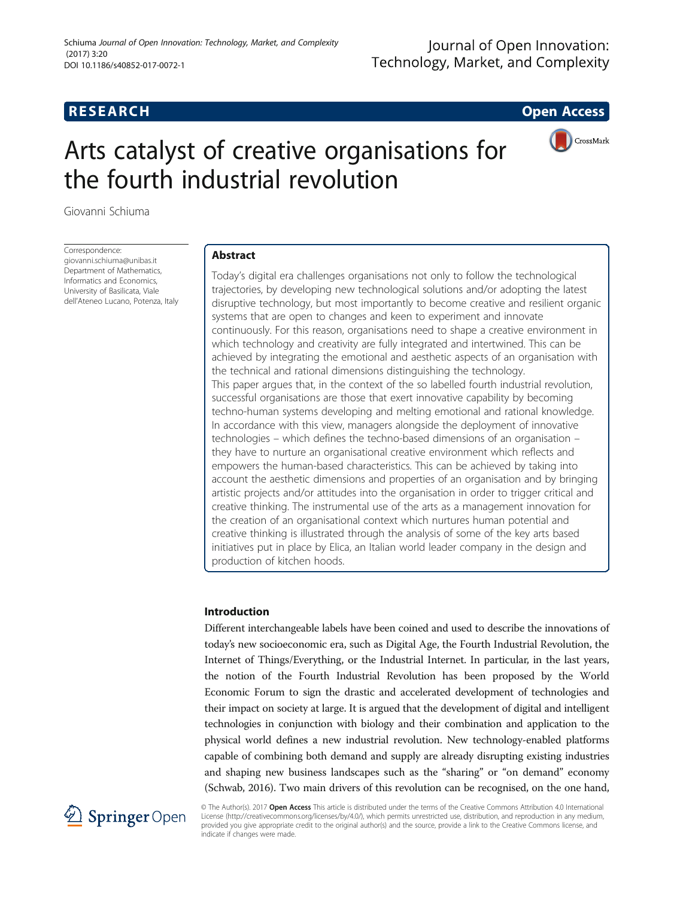RESEARCH Open Access

# Arts catalyst of creative organisations for the fourth industrial revolution

Giovanni Schiuma

Correspondence:
giovanni.schiuma@unibas.it
Department of Mathematics, Informatics and Economics, University of Basilicata, Viale dell'Ateneo Lucano, Potenza, Italy

## Abstract

Today's digital era challenges organisations not only to follow the technological trajectories, by developing new technological solutions and/or adopting the latest disruptive technology, but most importantly to become creative and resilient organic systems that are open to changes and keen to experiment and innovate continuously. For this reason, organisations need to shape a creative environment in which technology and creativity are fully integrated and intertwined. This can be achieved by integrating the emotional and aesthetic aspects of an organisation with the technical and rational dimensions distinguishing the technology.

This paper argues that, in the context of the so labelled fourth industrial revolution, successful organisations are those that exert innovative capability by becoming techno-human systems developing and melting emotional and rational knowledge. In accordance with this view, managers alongside the deployment of innovative technologies – which defines the techno-based dimensions of an organisation – they have to nurture an organisational creative environment which reflects and empowers the human-based characteristics. This can be achieved by taking into account the aesthetic dimensions and properties of an organisation and by bringing artistic projects and/or attitudes into the organisation in order to trigger critical and creative thinking. The instrumental use of the arts as a management innovation for the creation of an organisational context which nurtures human potential and creative thinking is illustrated through the analysis of some of the key arts based initiatives put in place by Elica, an Italian world leader company in the design and production of kitchen hoods.

## Introduction

Different interchangeable labels have been coined and used to describe the innovations of today's new socioeconomic era, such as Digital Age, the Fourth Industrial Revolution, the Internet of Things/Everything, or the Industrial Internet. In particular, in the last years, the notion of the Fourth Industrial Revolution has been proposed by the World Economic Forum to sign the drastic and accelerated development of technologies and their impact on society at large. It is argued that the development of digital and intelligent technologies in conjunction with biology and their combination and application to the physical world defines a new industrial revolution. New technology-enabled platforms capable of combining both demand and supply are already disrupting existing industries and shaping new business landscapes such as the "sharing" or "on demand" economy (Schwab, 2016). Two main drivers of this revolution can be recognised, on the one hand,

© The Author(s). 2017 **Open Access** This article is distributed under the terms of the Creative Commons Attribution 4.0 International License (http://creativecommons.org/licenses/by/4.0/), which permits unrestricted use, distribution, and reproduction in any medium, provided you give appropriate credit to the original author(s) and the source, provide a link to the Creative Commons license, and indicate if changes were made.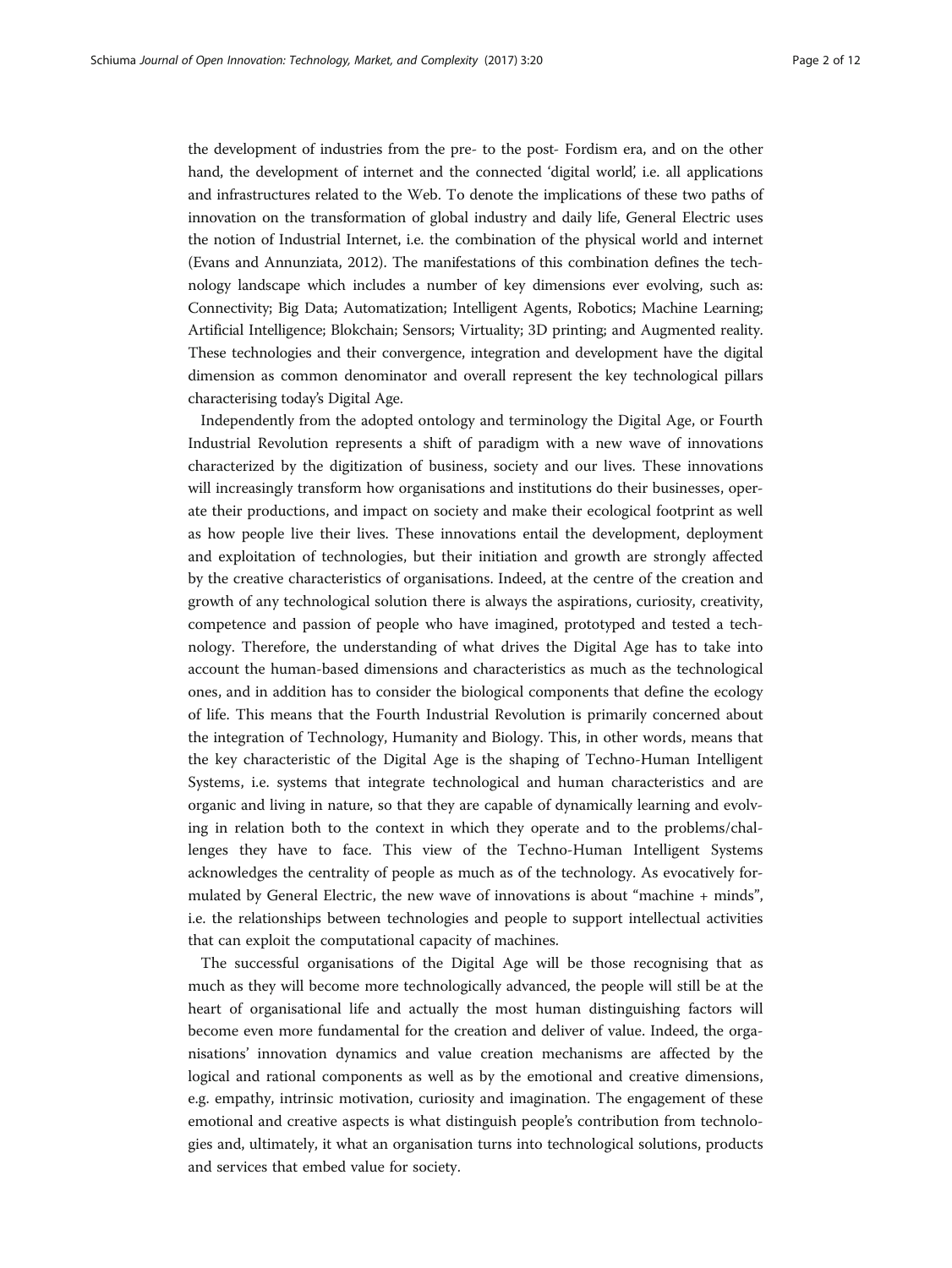the development of industries from the pre- to the post- Fordism era, and on the other hand, the development of internet and the connected 'digital world', i.e. all applications and infrastructures related to the Web. To denote the implications of these two paths of innovation on the transformation of global industry and daily life, General Electric uses the notion of Industrial Internet, i.e. the combination of the physical world and internet (Evans and Annunziata, 2012). The manifestations of this combination defines the technology landscape which includes a number of key dimensions ever evolving, such as: Connectivity; Big Data; Automatization; Intelligent Agents, Robotics; Machine Learning; Artificial Intelligence; Blokchain; Sensors; Virtuality; 3D printing; and Augmented reality. These technologies and their convergence, integration and development have the digital dimension as common denominator and overall represent the key technological pillars characterising today's Digital Age.

Independently from the adopted ontology and terminology the Digital Age, or Fourth Industrial Revolution represents a shift of paradigm with a new wave of innovations characterized by the digitization of business, society and our lives. These innovations will increasingly transform how organisations and institutions do their businesses, operate their productions, and impact on society and make their ecological footprint as well as how people live their lives. These innovations entail the development, deployment and exploitation of technologies, but their initiation and growth are strongly affected by the creative characteristics of organisations. Indeed, at the centre of the creation and growth of any technological solution there is always the aspirations, curiosity, creativity, competence and passion of people who have imagined, prototyped and tested a technology. Therefore, the understanding of what drives the Digital Age has to take into account the human-based dimensions and characteristics as much as the technological ones, and in addition has to consider the biological components that define the ecology of life. This means that the Fourth Industrial Revolution is primarily concerned about the integration of Technology, Humanity and Biology. This, in other words, means that the key characteristic of the Digital Age is the shaping of Techno-Human Intelligent Systems, i.e. systems that integrate technological and human characteristics and are organic and living in nature, so that they are capable of dynamically learning and evolving in relation both to the context in which they operate and to the problems/challenges they have to face. This view of the Techno-Human Intelligent Systems acknowledges the centrality of people as much as of the technology. As evocatively formulated by General Electric, the new wave of innovations is about "machine + minds", i.e. the relationships between technologies and people to support intellectual activities that can exploit the computational capacity of machines.

The successful organisations of the Digital Age will be those recognising that as much as they will become more technologically advanced, the people will still be at the heart of organisational life and actually the most human distinguishing factors will become even more fundamental for the creation and deliver of value. Indeed, the organisations' innovation dynamics and value creation mechanisms are affected by the logical and rational components as well as by the emotional and creative dimensions, e.g. empathy, intrinsic motivation, curiosity and imagination. The engagement of these emotional and creative aspects is what distinguish people's contribution from technologies and, ultimately, it what an organisation turns into technological solutions, products and services that embed value for society.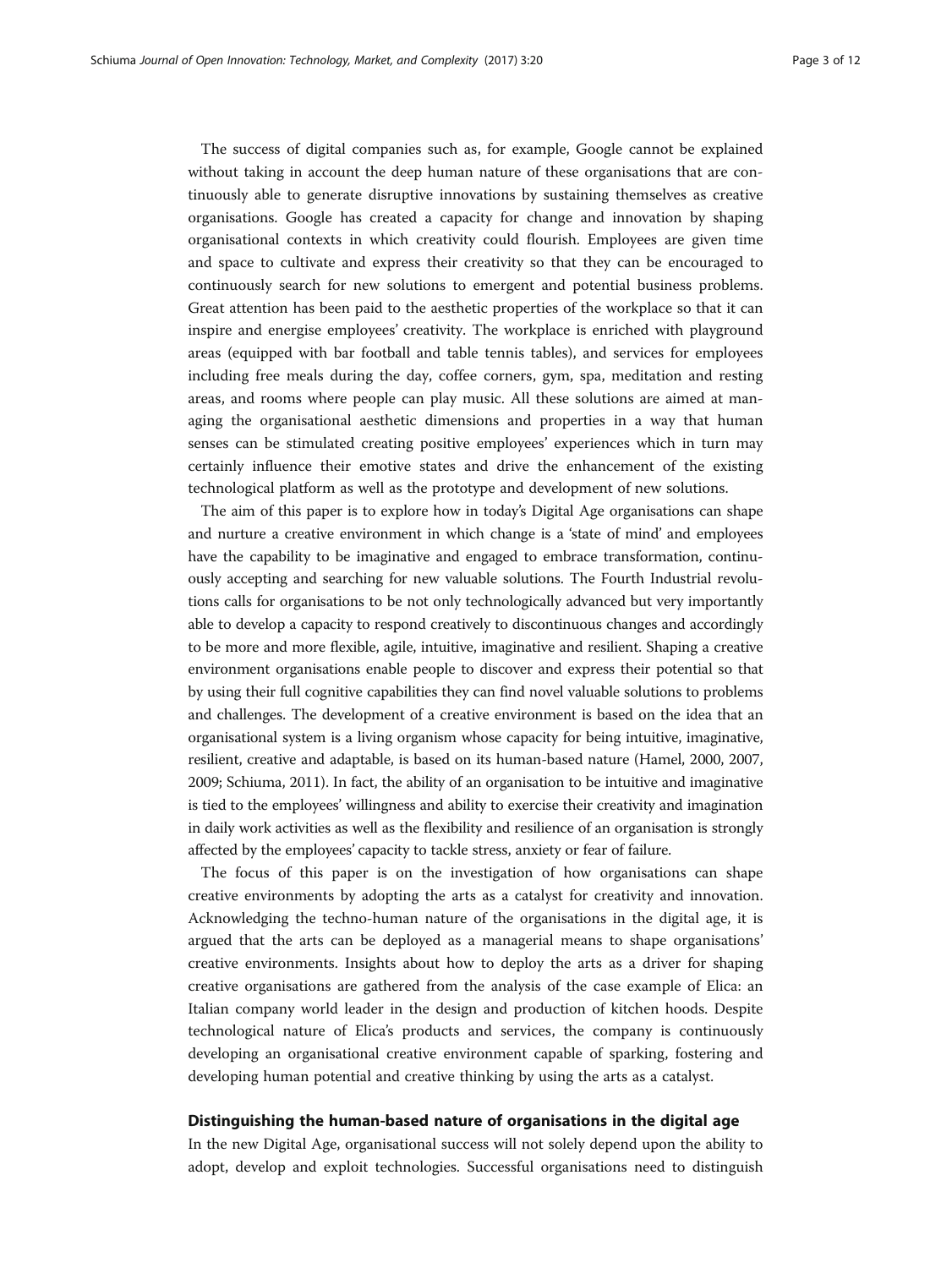The success of digital companies such as, for example, Google cannot be explained without taking in account the deep human nature of these organisations that are continuously able to generate disruptive innovations by sustaining themselves as creative organisations. Google has created a capacity for change and innovation by shaping organisational contexts in which creativity could flourish. Employees are given time and space to cultivate and express their creativity so that they can be encouraged to continuously search for new solutions to emergent and potential business problems. Great attention has been paid to the aesthetic properties of the workplace so that it can inspire and energise employees' creativity. The workplace is enriched with playground areas (equipped with bar football and table tennis tables), and services for employees including free meals during the day, coffee corners, gym, spa, meditation and resting areas, and rooms where people can play music. All these solutions are aimed at managing the organisational aesthetic dimensions and properties in a way that human senses can be stimulated creating positive employees' experiences which in turn may certainly influence their emotive states and drive the enhancement of the existing technological platform as well as the prototype and development of new solutions.

The aim of this paper is to explore how in today's Digital Age organisations can shape and nurture a creative environment in which change is a 'state of mind' and employees have the capability to be imaginative and engaged to embrace transformation, continuously accepting and searching for new valuable solutions. The Fourth Industrial revolutions calls for organisations to be not only technologically advanced but very importantly able to develop a capacity to respond creatively to discontinuous changes and accordingly to be more and more flexible, agile, intuitive, imaginative and resilient. Shaping a creative environment organisations enable people to discover and express their potential so that by using their full cognitive capabilities they can find novel valuable solutions to problems and challenges. The development of a creative environment is based on the idea that an organisational system is a living organism whose capacity for being intuitive, imaginative, resilient, creative and adaptable, is based on its human-based nature (Hamel, 2000, 2007, 2009; Schiuma, 2011). In fact, the ability of an organisation to be intuitive and imaginative is tied to the employees' willingness and ability to exercise their creativity and imagination in daily work activities as well as the flexibility and resilience of an organisation is strongly affected by the employees' capacity to tackle stress, anxiety or fear of failure.

The focus of this paper is on the investigation of how organisations can shape creative environments by adopting the arts as a catalyst for creativity and innovation. Acknowledging the techno-human nature of the organisations in the digital age, it is argued that the arts can be deployed as a managerial means to shape organisations' creative environments. Insights about how to deploy the arts as a driver for shaping creative organisations are gathered from the analysis of the case example of Elica: an Italian company world leader in the design and production of kitchen hoods. Despite technological nature of Elica's products and services, the company is continuously developing an organisational creative environment capable of sparking, fostering and developing human potential and creative thinking by using the arts as a catalyst.

## Distinguishing the human-based nature of organisations in the digital age

In the new Digital Age, organisational success will not solely depend upon the ability to adopt, develop and exploit technologies. Successful organisations need to distinguish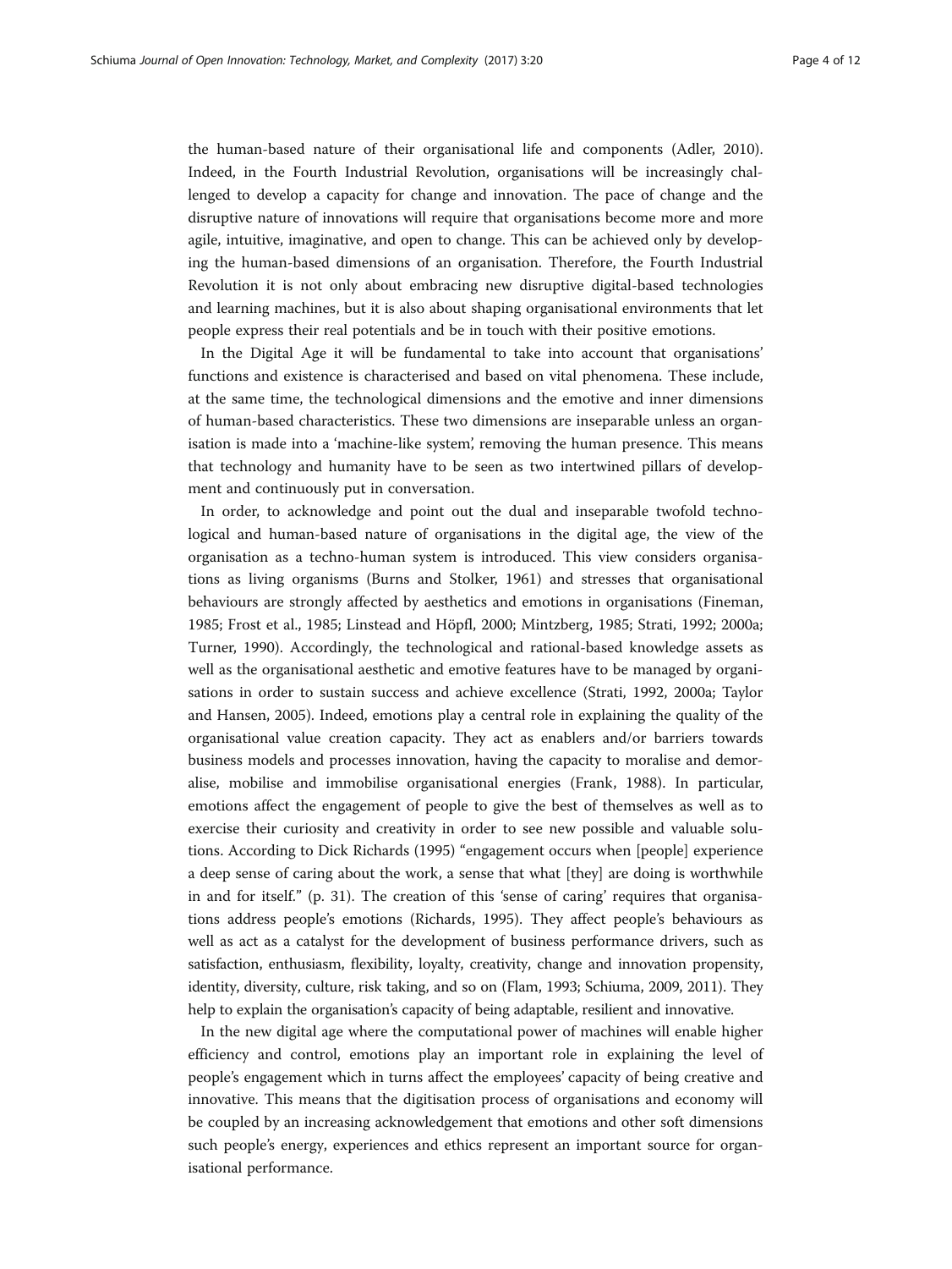the human-based nature of their organisational life and components (Adler, 2010). Indeed, in the Fourth Industrial Revolution, organisations will be increasingly challenged to develop a capacity for change and innovation. The pace of change and the disruptive nature of innovations will require that organisations become more and more agile, intuitive, imaginative, and open to change. This can be achieved only by developing the human-based dimensions of an organisation. Therefore, the Fourth Industrial Revolution it is not only about embracing new disruptive digital-based technologies and learning machines, but it is also about shaping organisational environments that let people express their real potentials and be in touch with their positive emotions.

In the Digital Age it will be fundamental to take into account that organisations' functions and existence is characterised and based on vital phenomena. These include, at the same time, the technological dimensions and the emotive and inner dimensions of human-based characteristics. These two dimensions are inseparable unless an organisation is made into a 'machine-like system', removing the human presence. This means that technology and humanity have to be seen as two intertwined pillars of development and continuously put in conversation.

In order, to acknowledge and point out the dual and inseparable twofold technological and human-based nature of organisations in the digital age, the view of the organisation as a techno-human system is introduced. This view considers organisations as living organisms (Burns and Stolker, 1961) and stresses that organisational behaviours are strongly affected by aesthetics and emotions in organisations (Fineman, 1985; Frost et al., 1985; Linstead and Höpfl, 2000; Mintzberg, 1985; Strati, 1992; 2000a; Turner, 1990). Accordingly, the technological and rational-based knowledge assets as well as the organisational aesthetic and emotive features have to be managed by organisations in order to sustain success and achieve excellence (Strati, 1992, 2000a; Taylor and Hansen, 2005). Indeed, emotions play a central role in explaining the quality of the organisational value creation capacity. They act as enablers and/or barriers towards business models and processes innovation, having the capacity to moralise and demoralise, mobilise and immobilise organisational energies (Frank, 1988). In particular, emotions affect the engagement of people to give the best of themselves as well as to exercise their curiosity and creativity in order to see new possible and valuable solutions. According to Dick Richards (1995) "engagement occurs when [people] experience a deep sense of caring about the work, a sense that what [they] are doing is worthwhile in and for itself." (p. 31). The creation of this 'sense of caring' requires that organisations address people's emotions (Richards, 1995). They affect people's behaviours as well as act as a catalyst for the development of business performance drivers, such as satisfaction, enthusiasm, flexibility, loyalty, creativity, change and innovation propensity, identity, diversity, culture, risk taking, and so on (Flam, 1993; Schiuma, 2009, 2011). They help to explain the organisation's capacity of being adaptable, resilient and innovative.

In the new digital age where the computational power of machines will enable higher efficiency and control, emotions play an important role in explaining the level of people's engagement which in turns affect the employees' capacity of being creative and innovative. This means that the digitisation process of organisations and economy will be coupled by an increasing acknowledgement that emotions and other soft dimensions such people's energy, experiences and ethics represent an important source for organisational performance.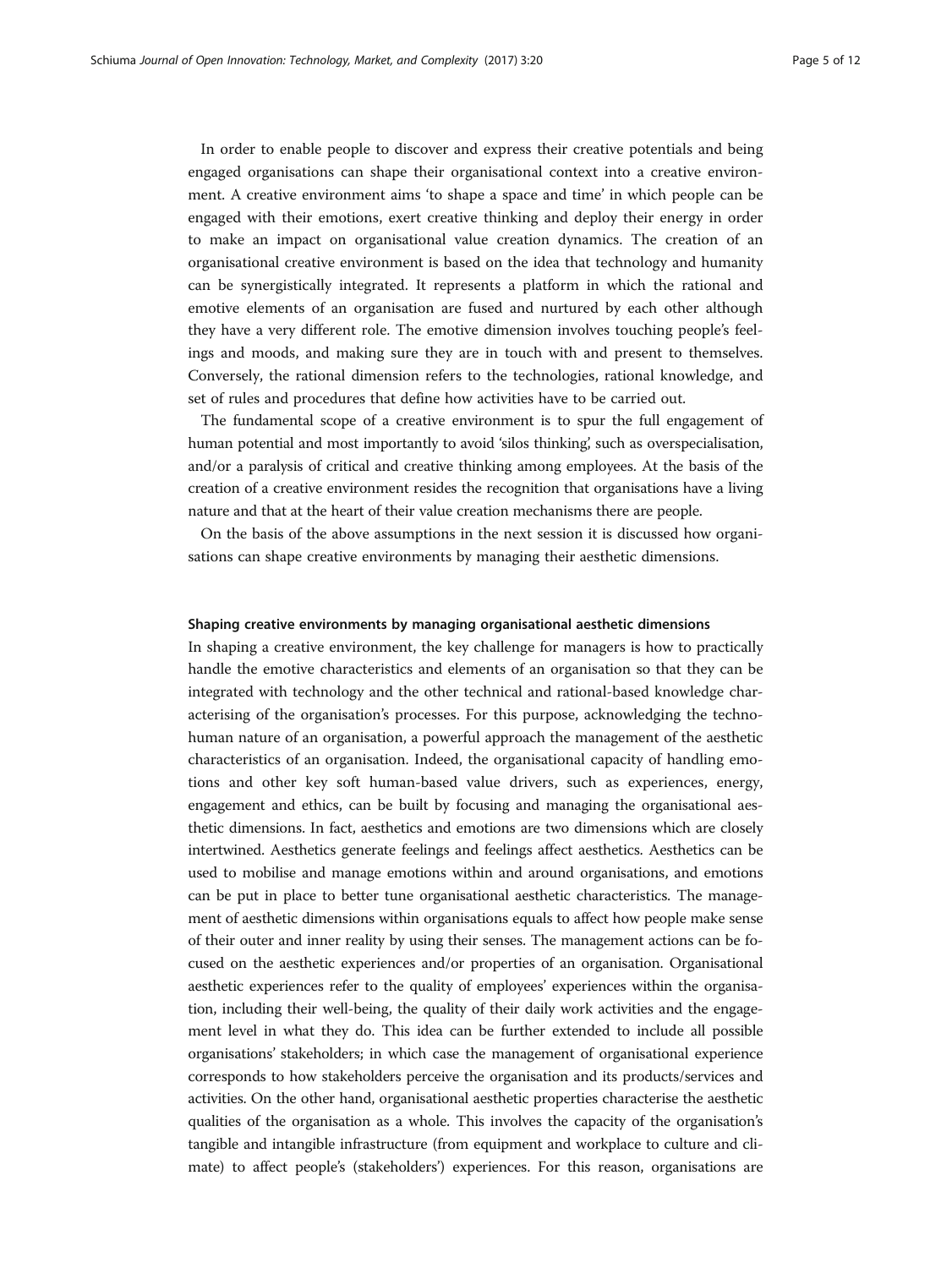In order to enable people to discover and express their creative potentials and being engaged organisations can shape their organisational context into a creative environment. A creative environment aims 'to shape a space and time' in which people can be engaged with their emotions, exert creative thinking and deploy their energy in order to make an impact on organisational value creation dynamics. The creation of an organisational creative environment is based on the idea that technology and humanity can be synergistically integrated. It represents a platform in which the rational and emotive elements of an organisation are fused and nurtured by each other although they have a very different role. The emotive dimension involves touching people's feelings and moods, and making sure they are in touch with and present to themselves. Conversely, the rational dimension refers to the technologies, rational knowledge, and set of rules and procedures that define how activities have to be carried out.

The fundamental scope of a creative environment is to spur the full engagement of human potential and most importantly to avoid 'silos thinking', such as overspecialisation, and/or a paralysis of critical and creative thinking among employees. At the basis of the creation of a creative environment resides the recognition that organisations have a living nature and that at the heart of their value creation mechanisms there are people.

On the basis of the above assumptions in the next session it is discussed how organisations can shape creative environments by managing their aesthetic dimensions.

#### Shaping creative environments by managing organisational aesthetic dimensions

In shaping a creative environment, the key challenge for managers is how to practically handle the emotive characteristics and elements of an organisation so that they can be integrated with technology and the other technical and rational-based knowledge characterising of the organisation's processes. For this purpose, acknowledging the techno-human nature of an organisation, a powerful approach the management of the aesthetic characteristics of an organisation. Indeed, the organisational capacity of handling emotions and other key soft human-based value drivers, such as experiences, energy, engagement and ethics, can be built by focusing and managing the organisational aesthetic dimensions. In fact, aesthetics and emotions are two dimensions which are closely intertwined. Aesthetics generate feelings and feelings affect aesthetics. Aesthetics can be used to mobilise and manage emotions within and around organisations, and emotions can be put in place to better tune organisational aesthetic characteristics. The management of aesthetic dimensions within organisations equals to affect how people make sense of their outer and inner reality by using their senses. The management actions can be focused on the aesthetic experiences and/or properties of an organisation. Organisational aesthetic experiences refer to the quality of employees' experiences within the organisation, including their well-being, the quality of their daily work activities and the engagement level in what they do. This idea can be further extended to include all possible organisations' stakeholders; in which case the management of organisational experience corresponds to how stakeholders perceive the organisation and its products/services and activities. On the other hand, organisational aesthetic properties characterise the aesthetic qualities of the organisation as a whole. This involves the capacity of the organisation's tangible and intangible infrastructure (from equipment and workplace to culture and climate) to affect people's (stakeholders') experiences. For this reason, organisations are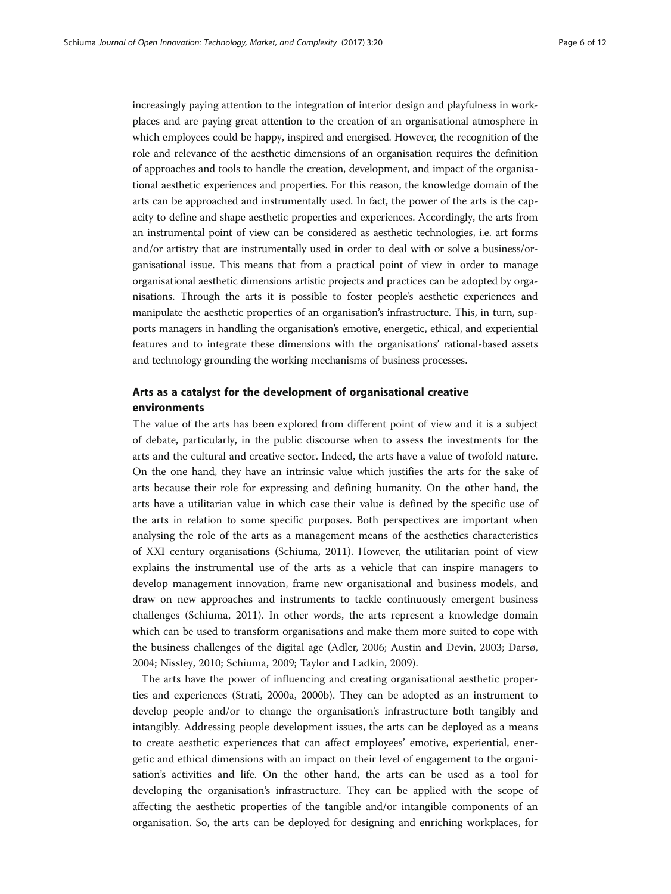increasingly paying attention to the integration of interior design and playfulness in workplaces and are paying great attention to the creation of an organisational atmosphere in which employees could be happy, inspired and energised. However, the recognition of the role and relevance of the aesthetic dimensions of an organisation requires the definition of approaches and tools to handle the creation, development, and impact of the organisational aesthetic experiences and properties. For this reason, the knowledge domain of the arts can be approached and instrumentally used. In fact, the power of the arts is the capacity to define and shape aesthetic properties and experiences. Accordingly, the arts from an instrumental point of view can be considered as aesthetic technologies, i.e. art forms and/or artistry that are instrumentally used in order to deal with or solve a business/organisational issue. This means that from a practical point of view in order to manage organisational aesthetic dimensions artistic projects and practices can be adopted by organisations. Through the arts it is possible to foster people's aesthetic experiences and manipulate the aesthetic properties of an organisation's infrastructure. This, in turn, supports managers in handling the organisation's emotive, energetic, ethical, and experiential features and to integrate these dimensions with the organisations' rational-based assets and technology grounding the working mechanisms of business processes.

## Arts as a catalyst for the development of organisational creative environments

The value of the arts has been explored from different point of view and it is a subject of debate, particularly, in the public discourse when to assess the investments for the arts and the cultural and creative sector. Indeed, the arts have a value of twofold nature. On the one hand, they have an intrinsic value which justifies the arts for the sake of arts because their role for expressing and defining humanity. On the other hand, the arts have a utilitarian value in which case their value is defined by the specific use of the arts in relation to some specific purposes. Both perspectives are important when analysing the role of the arts as a management means of the aesthetics characteristics of XXI century organisations (Schiuma, 2011). However, the utilitarian point of view explains the instrumental use of the arts as a vehicle that can inspire managers to develop management innovation, frame new organisational and business models, and draw on new approaches and instruments to tackle continuously emergent business challenges (Schiuma, 2011). In other words, the arts represent a knowledge domain which can be used to transform organisations and make them more suited to cope with the business challenges of the digital age (Adler, 2006; Austin and Devin, 2003; Darsø, 2004; Nissley, 2010; Schiuma, 2009; Taylor and Ladkin, 2009).

The arts have the power of influencing and creating organisational aesthetic properties and experiences (Strati, 2000a, 2000b). They can be adopted as an instrument to develop people and/or to change the organisation's infrastructure both tangibly and intangibly. Addressing people development issues, the arts can be deployed as a means to create aesthetic experiences that can affect employees' emotive, experiential, energetic and ethical dimensions with an impact on their level of engagement to the organisation's activities and life. On the other hand, the arts can be used as a tool for developing the organisation's infrastructure. They can be applied with the scope of affecting the aesthetic properties of the tangible and/or intangible components of an organisation. So, the arts can be deployed for designing and enriching workplaces, for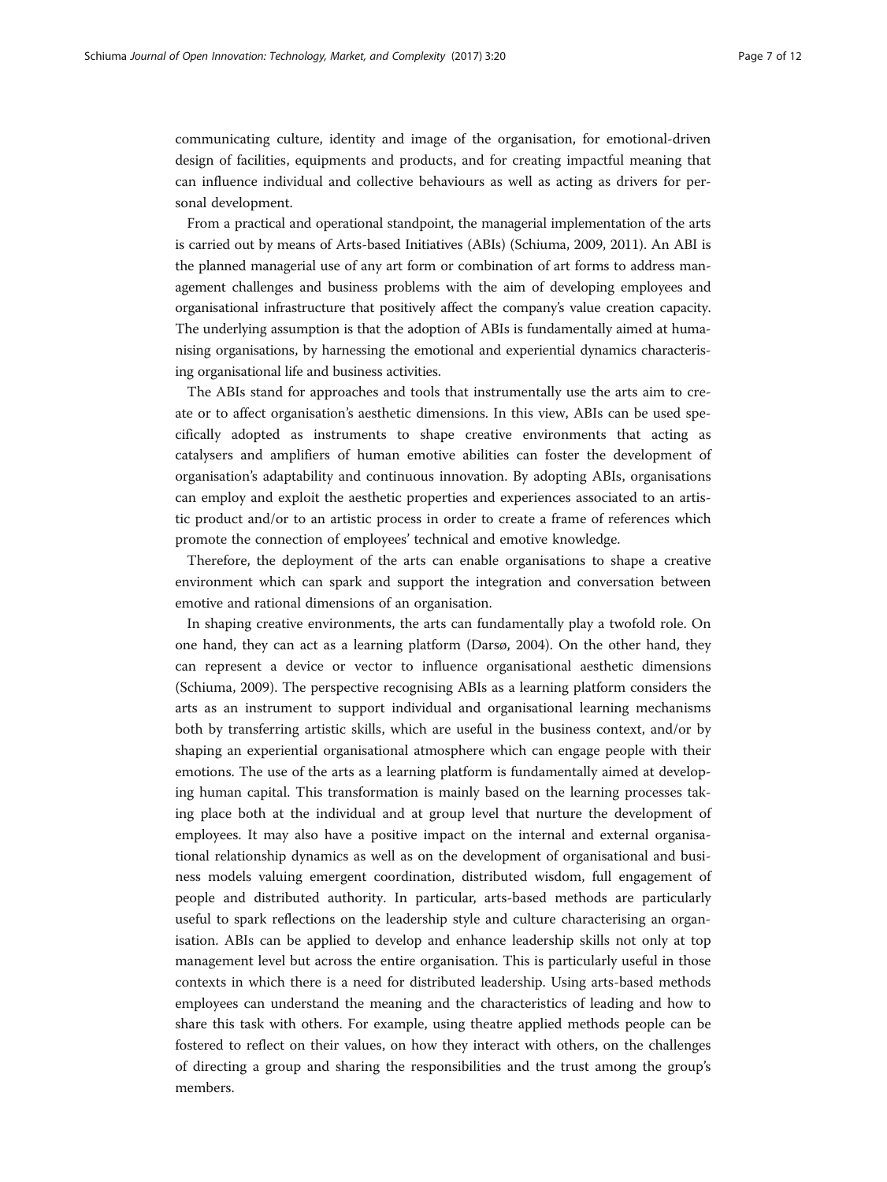communicating culture, identity and image of the organisation, for emotional-driven design of facilities, equipments and products, and for creating impactful meaning that can influence individual and collective behaviours as well as acting as drivers for personal development.

From a practical and operational standpoint, the managerial implementation of the arts is carried out by means of Arts-based Initiatives (ABIs) (Schiuma, 2009, 2011). An ABI is the planned managerial use of any art form or combination of art forms to address management challenges and business problems with the aim of developing employees and organisational infrastructure that positively affect the company's value creation capacity. The underlying assumption is that the adoption of ABIs is fundamentally aimed at humanising organisations, by harnessing the emotional and experiential dynamics characterising organisational life and business activities.

The ABIs stand for approaches and tools that instrumentally use the arts aim to create or to affect organisation's aesthetic dimensions. In this view, ABIs can be used specifically adopted as instruments to shape creative environments that acting as catalysers and amplifiers of human emotive abilities can foster the development of organisation's adaptability and continuous innovation. By adopting ABIs, organisations can employ and exploit the aesthetic properties and experiences associated to an artistic product and/or to an artistic process in order to create a frame of references which promote the connection of employees' technical and emotive knowledge.

Therefore, the deployment of the arts can enable organisations to shape a creative environment which can spark and support the integration and conversation between emotive and rational dimensions of an organisation.

In shaping creative environments, the arts can fundamentally play a twofold role. On one hand, they can act as a learning platform (Darsø, 2004). On the other hand, they can represent a device or vector to influence organisational aesthetic dimensions (Schiuma, 2009). The perspective recognising ABIs as a learning platform considers the arts as an instrument to support individual and organisational learning mechanisms both by transferring artistic skills, which are useful in the business context, and/or by shaping an experiential organisational atmosphere which can engage people with their emotions. The use of the arts as a learning platform is fundamentally aimed at developing human capital. This transformation is mainly based on the learning processes taking place both at the individual and at group level that nurture the development of employees. It may also have a positive impact on the internal and external organisational relationship dynamics as well as on the development of organisational and business models valuing emergent coordination, distributed wisdom, full engagement of people and distributed authority. In particular, arts-based methods are particularly useful to spark reflections on the leadership style and culture characterising an organisation. ABIs can be applied to develop and enhance leadership skills not only at top management level but across the entire organisation. This is particularly useful in those contexts in which there is a need for distributed leadership. Using arts-based methods employees can understand the meaning and the characteristics of leading and how to share this task with others. For example, using theatre applied methods people can be fostered to reflect on their values, on how they interact with others, on the challenges of directing a group and sharing the responsibilities and the trust among the group's members.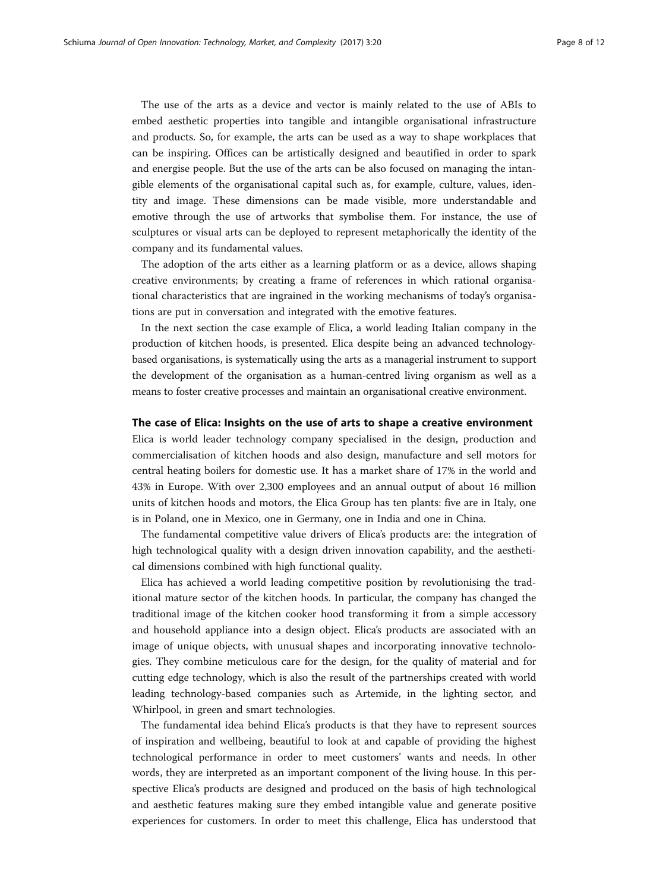The use of the arts as a device and vector is mainly related to the use of ABIs to embed aesthetic properties into tangible and intangible organisational infrastructure and products. So, for example, the arts can be used as a way to shape workplaces that can be inspiring. Offices can be artistically designed and beautified in order to spark and energise people. But the use of the arts can be also focused on managing the intangible elements of the organisational capital such as, for example, culture, values, identity and image. These dimensions can be made visible, more understandable and emotive through the use of artworks that symbolise them. For instance, the use of sculptures or visual arts can be deployed to represent metaphorically the identity of the company and its fundamental values.

The adoption of the arts either as a learning platform or as a device, allows shaping creative environments; by creating a frame of references in which rational organisational characteristics that are ingrained in the working mechanisms of today's organisations are put in conversation and integrated with the emotive features.

In the next section the case example of Elica, a world leading Italian company in the production of kitchen hoods, is presented. Elica despite being an advanced technology-based organisations, is systematically using the arts as a managerial instrument to support the development of the organisation as a human-centred living organism as well as a means to foster creative processes and maintain an organisational creative environment.

## The case of Elica: Insights on the use of arts to shape a creative environment

Elica is world leader technology company specialised in the design, production and commercialisation of kitchen hoods and also design, manufacture and sell motors for central heating boilers for domestic use. It has a market share of 17% in the world and 43% in Europe. With over 2,300 employees and an annual output of about 16 million units of kitchen hoods and motors, the Elica Group has ten plants: five are in Italy, one is in Poland, one in Mexico, one in Germany, one in India and one in China.

The fundamental competitive value drivers of Elica's products are: the integration of high technological quality with a design driven innovation capability, and the aesthetical dimensions combined with high functional quality.

Elica has achieved a world leading competitive position by revolutionising the traditional mature sector of the kitchen hoods. In particular, the company has changed the traditional image of the kitchen cooker hood transforming it from a simple accessory and household appliance into a design object. Elica's products are associated with an image of unique objects, with unusual shapes and incorporating innovative technologies. They combine meticulous care for the design, for the quality of material and for cutting edge technology, which is also the result of the partnerships created with world leading technology-based companies such as Artemide, in the lighting sector, and Whirlpool, in green and smart technologies.

The fundamental idea behind Elica's products is that they have to represent sources of inspiration and wellbeing, beautiful to look at and capable of providing the highest technological performance in order to meet customers' wants and needs. In other words, they are interpreted as an important component of the living house. In this perspective Elica's products are designed and produced on the basis of high technological and aesthetic features making sure they embed intangible value and generate positive experiences for customers. In order to meet this challenge, Elica has understood that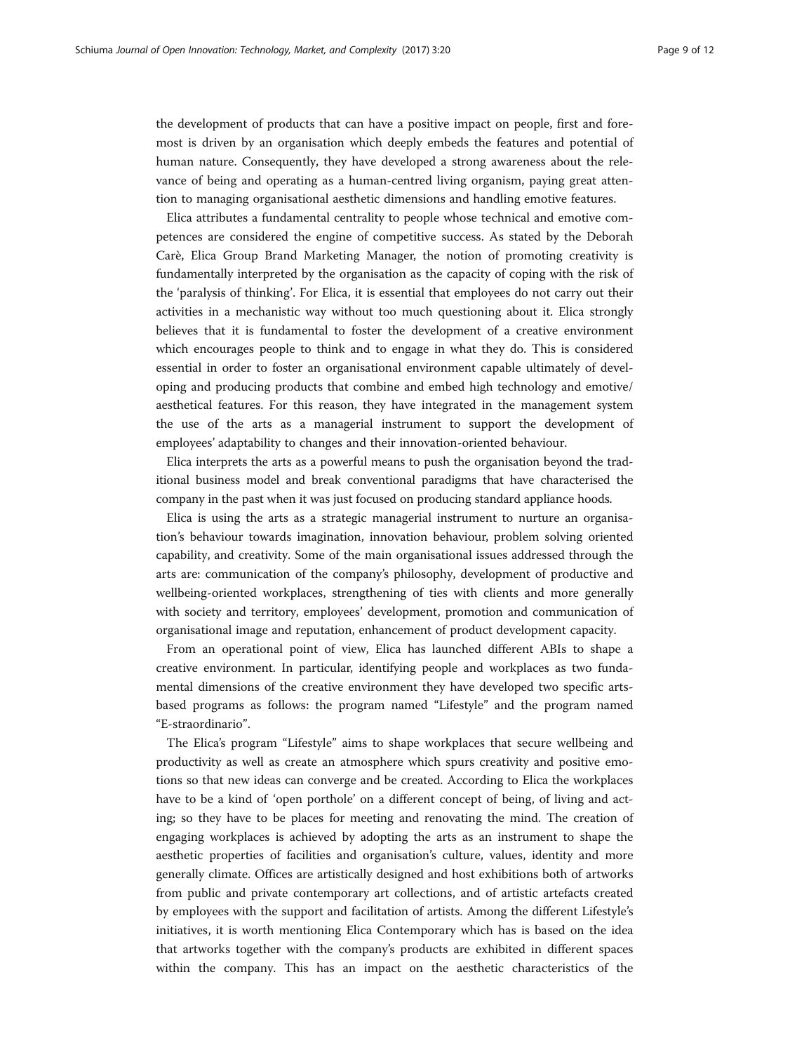the development of products that can have a positive impact on people, first and foremost is driven by an organisation which deeply embeds the features and potential of human nature. Consequently, they have developed a strong awareness about the relevance of being and operating as a human-centred living organism, paying great attention to managing organisational aesthetic dimensions and handling emotive features.

Elica attributes a fundamental centrality to people whose technical and emotive competences are considered the engine of competitive success. As stated by the Deborah Carè, Elica Group Brand Marketing Manager, the notion of promoting creativity is fundamentally interpreted by the organisation as the capacity of coping with the risk of the 'paralysis of thinking'. For Elica, it is essential that employees do not carry out their activities in a mechanistic way without too much questioning about it. Elica strongly believes that it is fundamental to foster the development of a creative environment which encourages people to think and to engage in what they do. This is considered essential in order to foster an organisational environment capable ultimately of developing and producing products that combine and embed high technology and emotive/aesthetical features. For this reason, they have integrated in the management system the use of the arts as a managerial instrument to support the development of employees' adaptability to changes and their innovation-oriented behaviour.

Elica interprets the arts as a powerful means to push the organisation beyond the traditional business model and break conventional paradigms that have characterised the company in the past when it was just focused on producing standard appliance hoods.

Elica is using the arts as a strategic managerial instrument to nurture an organisation's behaviour towards imagination, innovation behaviour, problem solving oriented capability, and creativity. Some of the main organisational issues addressed through the arts are: communication of the company's philosophy, development of productive and wellbeing-oriented workplaces, strengthening of ties with clients and more generally with society and territory, employees' development, promotion and communication of organisational image and reputation, enhancement of product development capacity.

From an operational point of view, Elica has launched different ABIs to shape a creative environment. In particular, identifying people and workplaces as two fundamental dimensions of the creative environment they have developed two specific arts-based programs as follows: the program named "Lifestyle" and the program named "E-straordinario".

The Elica's program "Lifestyle" aims to shape workplaces that secure wellbeing and productivity as well as create an atmosphere which spurs creativity and positive emotions so that new ideas can converge and be created. According to Elica the workplaces have to be a kind of 'open porthole' on a different concept of being, of living and acting; so they have to be places for meeting and renovating the mind. The creation of engaging workplaces is achieved by adopting the arts as an instrument to shape the aesthetic properties of facilities and organisation's culture, values, identity and more generally climate. Offices are artistically designed and host exhibitions both of artworks from public and private contemporary art collections, and of artistic artefacts created by employees with the support and facilitation of artists. Among the different Lifestyle's initiatives, it is worth mentioning Elica Contemporary which has is based on the idea that artworks together with the company's products are exhibited in different spaces within the company. This has an impact on the aesthetic characteristics of the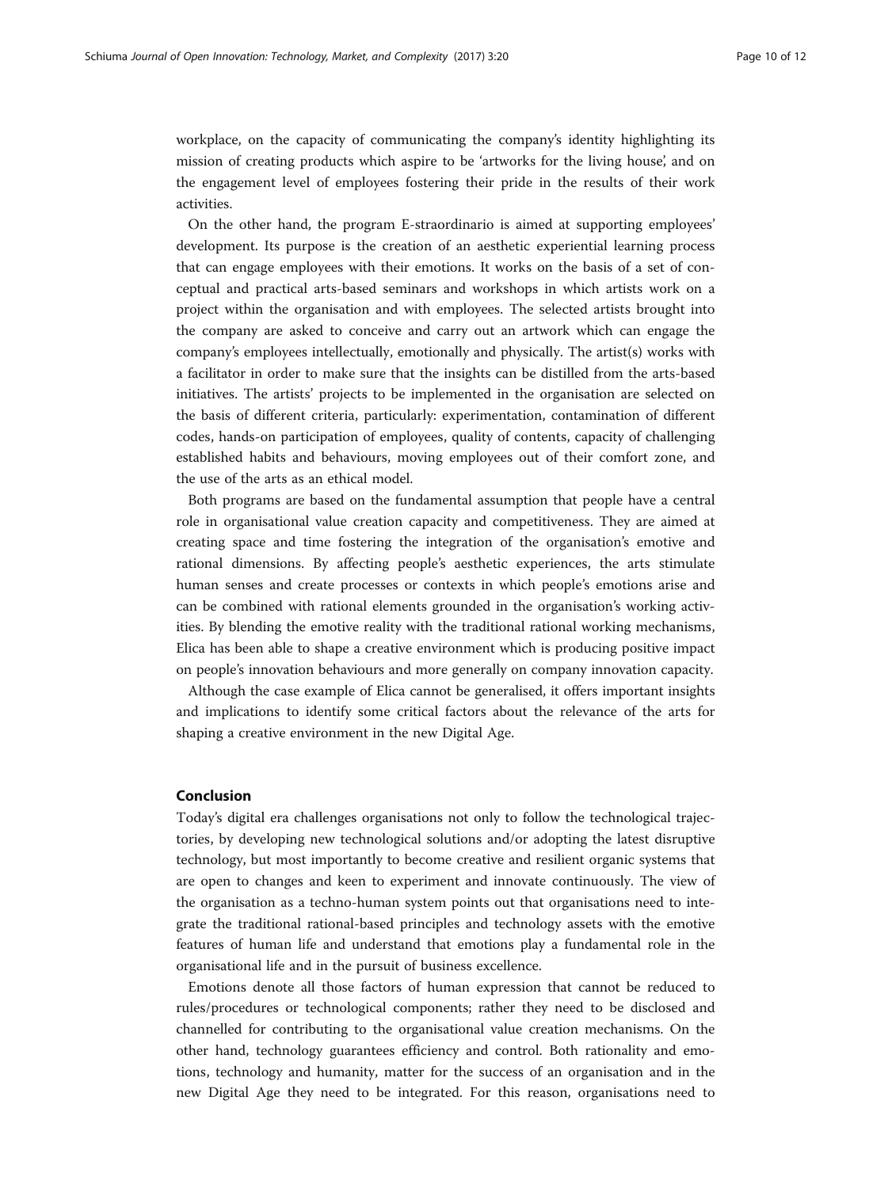workplace, on the capacity of communicating the company's identity highlighting its mission of creating products which aspire to be 'artworks for the living house', and on the engagement level of employees fostering their pride in the results of their work activities.

On the other hand, the program E-straordinario is aimed at supporting employees' development. Its purpose is the creation of an aesthetic experiential learning process that can engage employees with their emotions. It works on the basis of a set of conceptual and practical arts-based seminars and workshops in which artists work on a project within the organisation and with employees. The selected artists brought into the company are asked to conceive and carry out an artwork which can engage the company's employees intellectually, emotionally and physically. The artist(s) works with a facilitator in order to make sure that the insights can be distilled from the arts-based initiatives. The artists' projects to be implemented in the organisation are selected on the basis of different criteria, particularly: experimentation, contamination of different codes, hands-on participation of employees, quality of contents, capacity of challenging established habits and behaviours, moving employees out of their comfort zone, and the use of the arts as an ethical model.

Both programs are based on the fundamental assumption that people have a central role in organisational value creation capacity and competitiveness. They are aimed at creating space and time fostering the integration of the organisation's emotive and rational dimensions. By affecting people's aesthetic experiences, the arts stimulate human senses and create processes or contexts in which people's emotions arise and can be combined with rational elements grounded in the organisation's working activities. By blending the emotive reality with the traditional rational working mechanisms, Elica has been able to shape a creative environment which is producing positive impact on people's innovation behaviours and more generally on company innovation capacity.

Although the case example of Elica cannot be generalised, it offers important insights and implications to identify some critical factors about the relevance of the arts for shaping a creative environment in the new Digital Age.

## Conclusion

Today's digital era challenges organisations not only to follow the technological trajectories, by developing new technological solutions and/or adopting the latest disruptive technology, but most importantly to become creative and resilient organic systems that are open to changes and keen to experiment and innovate continuously. The view of the organisation as a techno-human system points out that organisations need to integrate the traditional rational-based principles and technology assets with the emotive features of human life and understand that emotions play a fundamental role in the organisational life and in the pursuit of business excellence.

Emotions denote all those factors of human expression that cannot be reduced to rules/procedures or technological components; rather they need to be disclosed and channelled for contributing to the organisational value creation mechanisms. On the other hand, technology guarantees efficiency and control. Both rationality and emotions, technology and humanity, matter for the success of an organisation and in the new Digital Age they need to be integrated. For this reason, organisations need to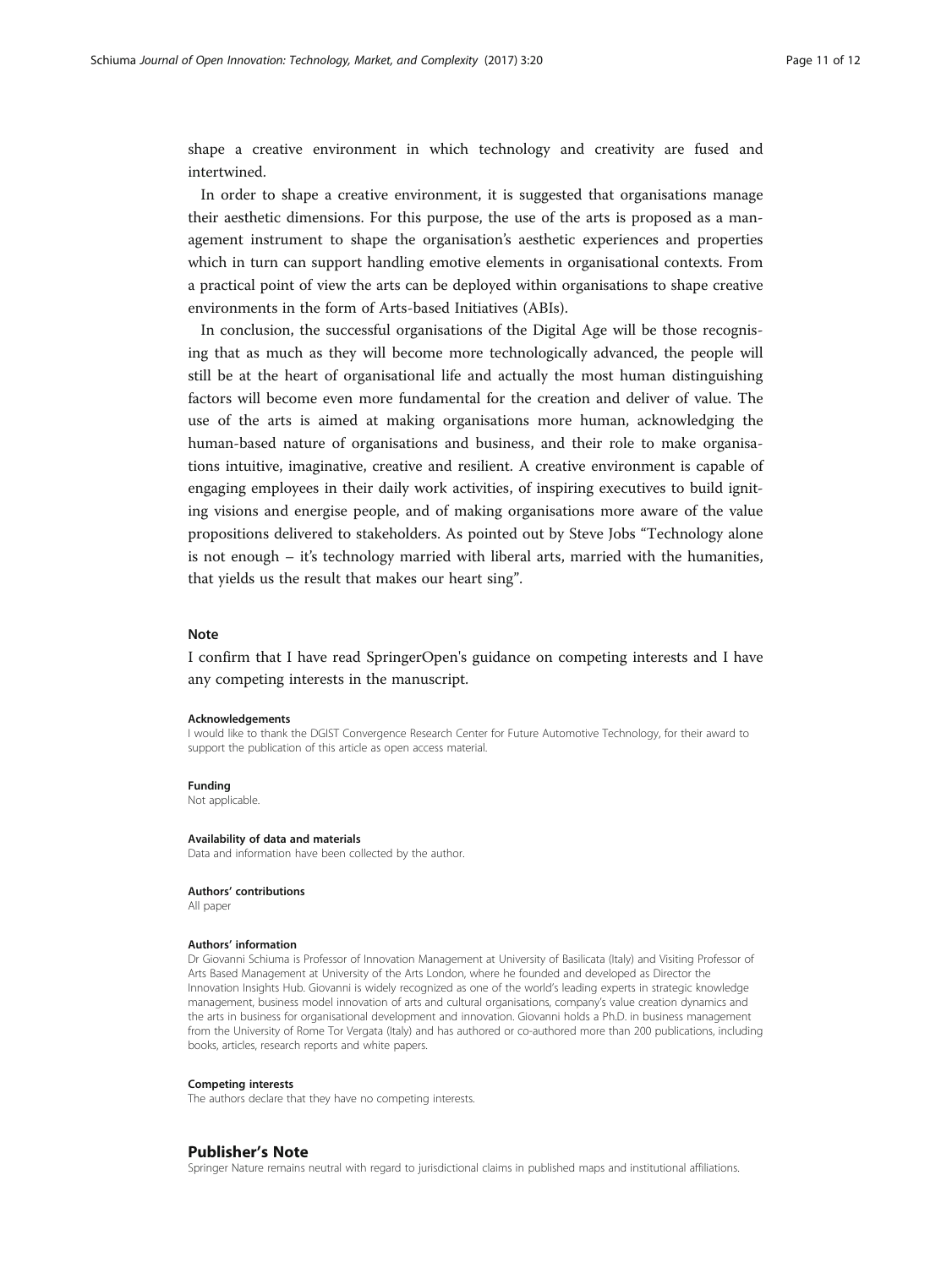shape a creative environment in which technology and creativity are fused and intertwined.

In order to shape a creative environment, it is suggested that organisations manage their aesthetic dimensions. For this purpose, the use of the arts is proposed as a management instrument to shape the organisation's aesthetic experiences and properties which in turn can support handling emotive elements in organisational contexts. From a practical point of view the arts can be deployed within organisations to shape creative environments in the form of Arts-based Initiatives (ABIs).

In conclusion, the successful organisations of the Digital Age will be those recognising that as much as they will become more technologically advanced, the people will still be at the heart of organisational life and actually the most human distinguishing factors will become even more fundamental for the creation and deliver of value. The use of the arts is aimed at making organisations more human, acknowledging the human-based nature of organisations and business, and their role to make organisations intuitive, imaginative, creative and resilient. A creative environment is capable of engaging employees in their daily work activities, of inspiring executives to build igniting visions and energise people, and of making organisations more aware of the value propositions delivered to stakeholders. As pointed out by Steve Jobs "Technology alone is not enough – it's technology married with liberal arts, married with the humanities, that yields us the result that makes our heart sing".

### Note

I confirm that I have read SpringerOpen's guidance on competing interests and I have any competing interests in the manuscript.

#### Acknowledgements

I would like to thank the DGIST Convergence Research Center for Future Automotive Technology, for their award to support the publication of this article as open access material.

#### Funding

Not applicable.

#### Availability of data and materials

Data and information have been collected by the author.

#### Authors' contributions

All paper

#### Authors' information

Dr Giovanni Schiuma is Professor of Innovation Management at University of Basilicata (Italy) and Visiting Professor of Arts Based Management at University of the Arts London, where he founded and developed as Director the Innovation Insights Hub. Giovanni is widely recognized as one of the world's leading experts in strategic knowledge management, business model innovation of arts and cultural organisations, company's value creation dynamics and the arts in business for organisational development and innovation. Giovanni holds a Ph.D. in business management from the University of Rome Tor Vergata (Italy) and has authored or co-authored more than 200 publications, including books, articles, research reports and white papers.

#### Competing interests

The authors declare that they have no competing interests.

## Publisher's Note

Springer Nature remains neutral with regard to jurisdictional claims in published maps and institutional affiliations.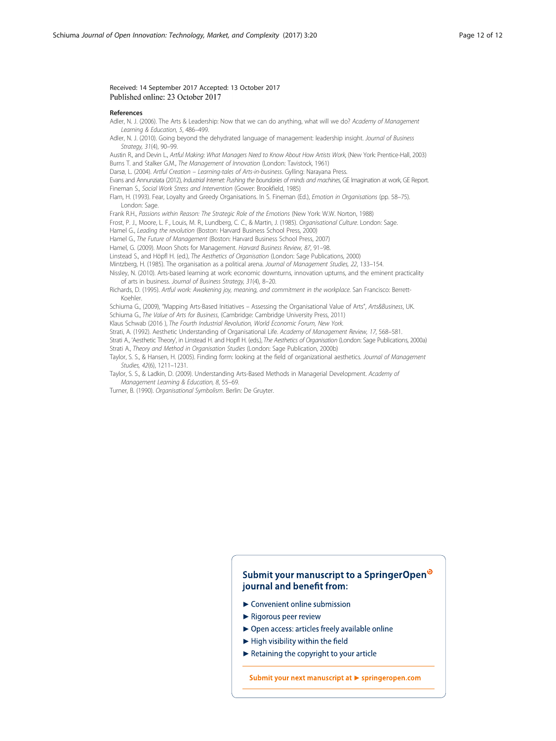Received: 14 September 2017 Accepted: 13 October 2017
Published online: 23 October 2017

## References

Adler, N. J. (2006). The Arts & Leadership: Now that we can do anything, what will we do? *Academy of Management Learning & Education, 5*, 486–499.

Adler, N. J. (2010). Going beyond the dehydrated language of management: leadership insight. *Journal of Business Strategy, 31*(4), 90–99.

Austin R., and Devin L., *Artful Making: What Managers Need to Know About How Artists Work*, (New York: Prentice-Hall, 2003)

Burns T. and Stalker G.M., *The Management of Innovation* (London: Tavistock, 1961)

Darsø, L. (2004). *Artful Creation – Learning-tales of Arts-in-business*. Gylling: Narayana Press.

Evans and Annunziata (2012), *Industrial Internet: Pushing the boundaries of minds and machines*, GE Imagination at work, GE Report.

Fineman S., *Social Work Stress and Intervention* (Gower: Brookfield, 1985)

Flam, H. (1993). Fear, Loyalty and Greedy Organisations. In S. Fineman (Ed.), *Emotion in Organisations* (pp. 58–75). London: Sage.

Frank R.H., *Passions within Reason: The Strategic Role of the Emotions* (New York: W.W. Norton, 1988)

Frost, P. J., Moore, L. F., Louis, M. R., Lundberg, C. C., & Martin, J. (1985). *Organisational Culture*. London: Sage.

Hamel G., *Leading the revolution* (Boston: Harvard Business School Press, 2000)

Hamel G., *The Future of Management* (Boston: Harvard Business School Press, 2007)

Hamel, G. (2009). Moon Shots for Management. *Harvard Business Review, 87*, 91–98.

Linstead S., and Höpfl H. (ed.), *The Aesthetics of Organisation* (London: Sage Publications, 2000)

Mintzberg, H. (1985). The organisation as a political arena. *Journal of Management Studies, 22*, 133–154.

Nissley, N. (2010). Arts-based learning at work: economic downturns, innovation upturns, and the eminent practicality of arts in business. *Journal of Business Strategy, 31*(4), 8–20.

Richards, D. (1995). *Artful work: Awakening joy, meaning, and commitment in the workplace*. San Francisco: Berrett-Koehler.

Schiuma G., (2009), "Mapping Arts-Based Initiatives – Assessing the Organisational Value of Arts", *Arts&Business*, UK.

Schiuma G., *The Value of Arts for Business*, (Cambridge: Cambridge University Press, 2011)

Klaus Schwab (2016 ), *The Fourth Industrial Revolution, World Economic Forum, New York.*

Strati, A. (1992). Aesthetic Understanding of Organisational Life. *Academy of Management Review, 17*, 568–581.

Strati A., 'Aesthetic Theory', in Linstead H. and Hopfl H. (eds.), *The Aesthetics of Organisation* (London: Sage Publications, 2000a)

Strati A., *Theory and Method in Organisation Studies* (London: Sage Publication, 2000b)

Taylor, S. S., & Hansen, H. (2005). Finding form: looking at the field of organizational aesthetics. *Journal of Management Studies, 42*(6), 1211–1231.

Taylor, S. S., & Ladkin, D. (2009). Understanding Arts-Based Methods in Managerial Development. *Academy of Management Learning & Education, 8*, 55–69.

Turner, B. (1990). *Organisational Symbolism*. Berlin: De Gruyter.

**Submit your manuscript to a SpringerOpen journal and benefit from:**

- ► Convenient online submission
- ► Rigorous peer review
- ► Open access: articles freely available online
- ► High visibility within the field
- ► Retaining the copyright to your article

**Submit your next manuscript at ► springeropen.com**